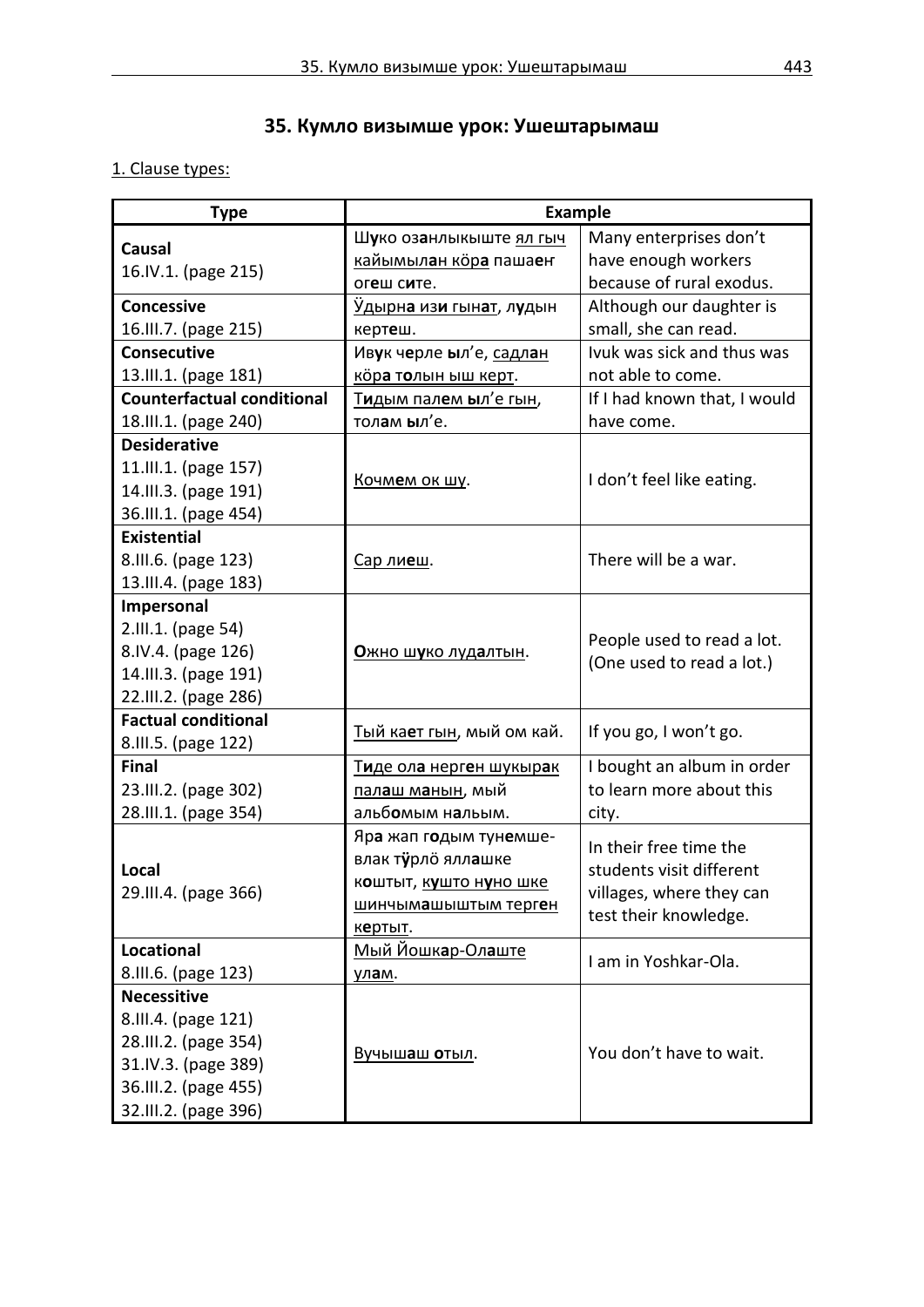# 35. Кумло визымше урок: Ушештарымаш

1. Clause types:

| Type | Example | |
|---|---|---|
| **Causal**<br>16.IV.1. (page 215) | Ш**у**ко оз**а**нлыкыште <u>ял гыч кайымыл**а**н кӧр**а**</u> пашаеҥ ог**е**ш с**и**те. | Many enterprises don't have enough workers because of rural exodus. |
| **Concessive**<br>16.III.7. (page 215) | <u>Ӱдырн**а** из**и** гын**а**т</u>, л**у**дын керт**е**ш. | Although our daughter is small, she can read. |
| **Consecutive**<br>13.III.1. (page 181) | Ив**у**к ч**е**рле **ы**л'е, <u>садл**а**н кӧр**а** т**о**лын ыш керт</u>. | Ivuk was sick and thus was not able to come. |
| **Counterfactual conditional**<br>18.III.1. (page 240) | <u>Т**и**дым пал**е**м **ы**л'е гын</u>, тол**а**м **ы**л'е. | If I had known that, I would have come. |
| **Desiderative**<br>11.III.1. (page 157)<br>14.III.3. (page 191)<br>36.III.1. (page 454) | <u>Кочм**е**м ок шу</u>. | I don't feel like eating. |
| **Existential**<br>8.III.6. (page 123)<br>13.III.4. (page 183) | <u>Сар ли**е**ш</u>. | There will be a war. |
| **Impersonal**<br>2.III.1. (page 54)<br>8.IV.4. (page 126)<br>14.III.3. (page 191)<br>22.III.2. (page 286) | <u>**О**жно ш**у**ко луд**а**лтын</u>. | People used to read a lot. (One used to read a lot.) |
| **Factual conditional**<br>8.III.5. (page 122) | <u>Тый ка**е**т гын</u>, мый ом кай. | If you go, I won't go. |
| **Final**<br>23.III.2. (page 302)<br>28.III.1. (page 354) | <u>Т**и**де ол**а** нерг**е**н шукыр**а**к пал**а**ш м**а**нын</u>, мый альб**о**мым н**а**льым. | I bought an album in order to learn more about this city. |
| **Local**<br>29.III.4. (page 366) | Яр**а** жап г**о**дым тун**е**мше-влак т**ӱ**рлӧ ялл**а**шке к**о**штыт, <u>к**у**што н**у**но шке шинчым**а**шыштым терг**е**н к**е**ртыт</u>. | In their free time the students visit different villages, where they can test their knowledge. |
| **Locational**<br>8.III.6. (page 123) | <u>Мый Йошк**а**р-Ол**а**ште ул**а**м</u>. | I am in Yoshkar-Ola. |
| **Necessitive**<br>8.III.4. (page 121)<br>28.III.2. (page 354)<br>31.IV.3. (page 389)<br>36.III.2. (page 455)<br>32.III.2. (page 396) | <u>Вучыш**а**ш **о**тыл</u>. | You don't have to wait. |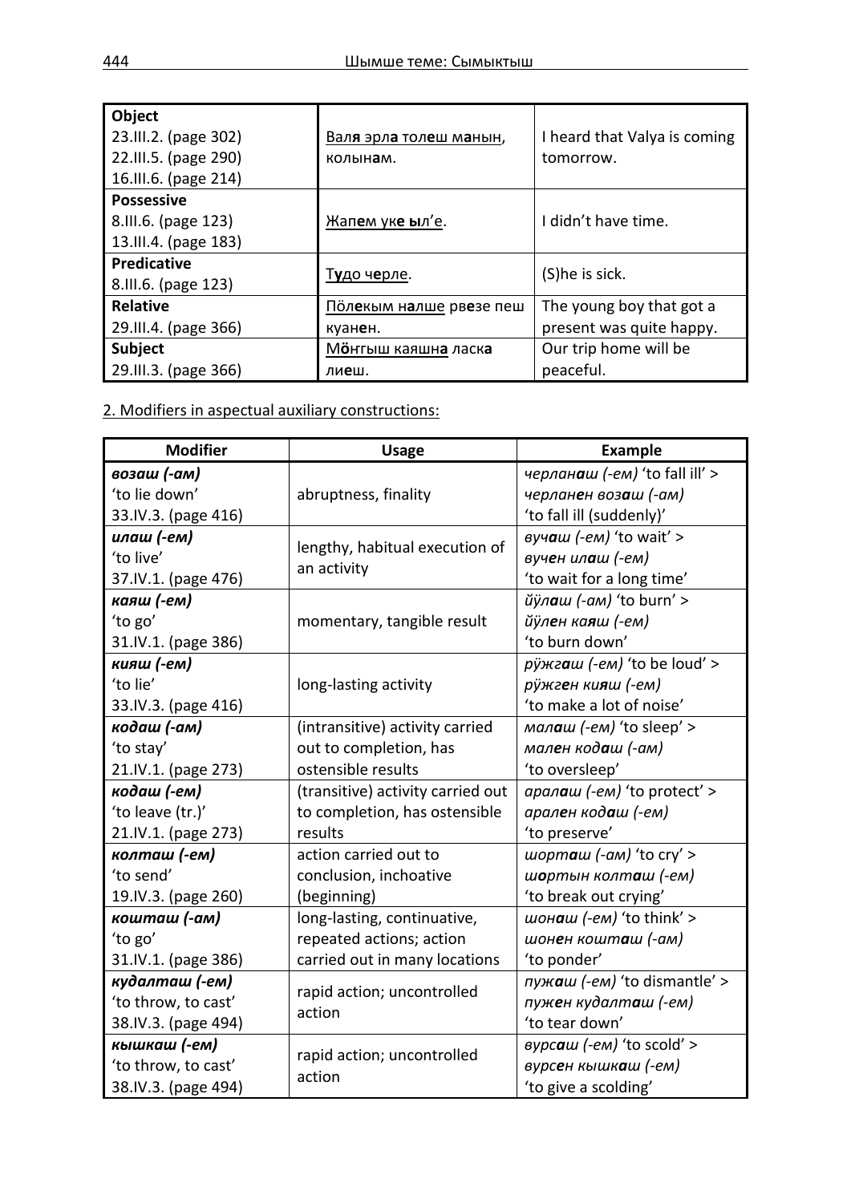| | | |
|---|---|---|
| **Object**<br>23.III.2. (page 302)<br>22.III.5. (page 290)<br>16.III.6. (page 214) | Валя эрла толеш манын, колынам. | I heard that Valya is coming tomorrow. |
| **Possessive**<br>8.III.6. (page 123)<br>13.III.4. (page 183) | Жапем уке ыл'е. | I didn't have time. |
| **Predicative**<br>8.III.6. (page 123) | Тудо черле. | (S)he is sick. |
| **Relative**<br>29.III.4. (page 366) | Пӧлекым налше рвезе пеш куанен. | The young boy that got a present was quite happy. |
| **Subject**<br>29.III.3. (page 366) | Мӧнгыш каяшна ласка лиеш. | Our trip home will be peaceful. |

2. Modifiers in aspectual auxiliary constructions:

| Modifier | Usage | Example |
|---|---|---|
| ***возаш (-ам)***<br>'to lie down'<br>33.IV.3. (page 416) | abruptness, finality | *черланаш (-ем)* 'to fall ill' ><br>*черланен возаш (-ам)*<br>'to fall ill (suddenly)' |
| ***илаш (-ем)***<br>'to live'<br>37.IV.1. (page 476) | lengthy, habitual execution of an activity | *вучаш (-ем)* 'to wait' ><br>*вучен илаш (-ем)*<br>'to wait for a long time' |
| ***каяш (-ем)***<br>'to go'<br>31.IV.1. (page 386) | momentary, tangible result | *йӱлаш (-ам)* 'to burn' ><br>*йӱлен каяш (-ем)*<br>'to burn down' |
| ***кияш (-ем)***<br>'to lie'<br>33.IV.3. (page 416) | long-lasting activity | *рӱжгаш (-ем)* 'to be loud' ><br>*рӱжген кияш (-ем)*<br>'to make a lot of noise' |
| ***кодаш (-ам)***<br>'to stay'<br>21.IV.1. (page 273) | (intransitive) activity carried out to completion, has ostensible results | *малаш (-ем)* 'to sleep' ><br>*мален кодаш (-ам)*<br>'to oversleep' |
| ***кодаш (-ем)***<br>'to leave (tr.)'<br>21.IV.1. (page 273) | (transitive) activity carried out to completion, has ostensible results | *аралаш (-ем)* 'to protect' ><br>*арален кодаш (-ем)*<br>'to preserve' |
| ***колташ (-ем)***<br>'to send'<br>19.IV.3. (page 260) | action carried out to conclusion, inchoative (beginning) | *шорташ (-ам)* 'to cry' ><br>*шортын колташ (-ем)*<br>'to break out crying' |
| ***кошташ (-ам)***<br>'to go'<br>31.IV.1. (page 386) | long-lasting, continuative, repeated actions; action carried out in many locations | *шонаш (-ем)* 'to think' ><br>*шонен кошташ (-ам)*<br>'to ponder' |
| ***кудалташ (-ем)***<br>'to throw, to cast'<br>38.IV.3. (page 494) | rapid action; uncontrolled action | *пужаш (-ем)* 'to dismantle' ><br>*пужен кудалташ (-ем)*<br>'to tear down' |
| ***кышкаш (-ем)***<br>'to throw, to cast'<br>38.IV.3. (page 494) | rapid action; uncontrolled action | *вурсаш (-ем)* 'to scold' ><br>*вурсен кышкаш (-ем)*<br>'to give a scolding' |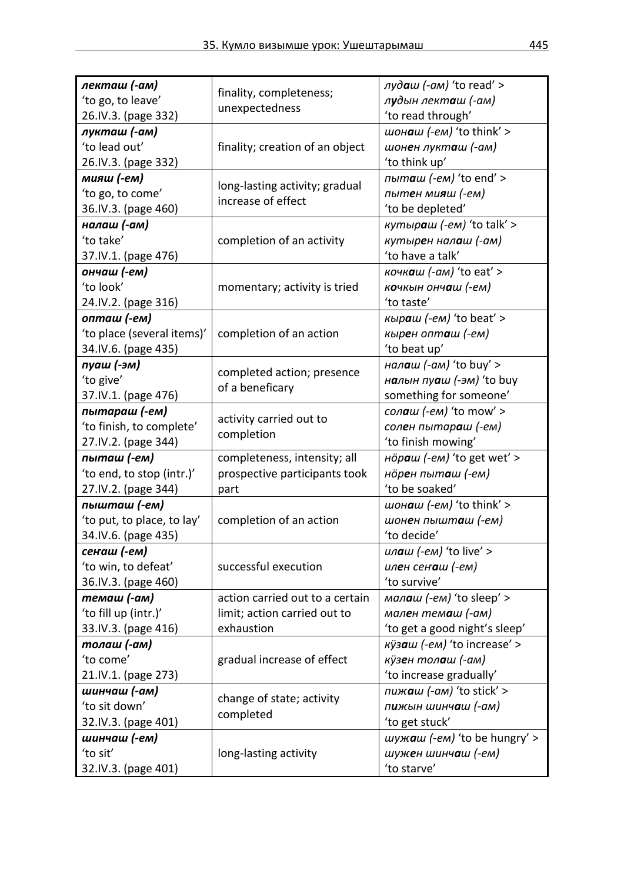| ***лекташ (-ам)***<br>'to go, to leave'<br>26.IV.3. (page 332) | finality, completeness; unexpectedness | *лудаш (-ам)* 'to read' ><br>*лудын лекташ (-ам)*<br>'to read through' |
|---|---|---|
| ***лукташ (-ам)***<br>'to lead out'<br>26.IV.3. (page 332) | finality; creation of an object | *шонаш (-ем)* 'to think' ><br>*шонен лукташ (-ам)*<br>'to think up' |
| ***мияш (-ем)***<br>'to go, to come'<br>36.IV.3. (page 460) | long-lasting activity; gradual increase of effect | *пыташ (-ем)* 'to end' ><br>*пытен мияш (-ем)*<br>'to be depleted' |
| ***налаш (-ам)***<br>'to take'<br>37.IV.1. (page 476) | completion of an activity | *кутыраш (-ем)* 'to talk' ><br>*кутырен налаш (-ам)*<br>'to have a talk' |
| ***ончаш (-ем)***<br>'to look'<br>24.IV.2. (page 316) | momentary; activity is tried | *кочкаш (-ам)* 'to eat' ><br>*кочкын ончаш (-ем)*<br>'to taste' |
| ***опташ (-ем)***<br>'to place (several items)'<br>34.IV.6. (page 435) | completion of an action | *кыраш (-ем)* 'to beat' ><br>*кырен опташ (-ем)*<br>'to beat up' |
| ***пуаш (-эм)***<br>'to give'<br>37.IV.1. (page 476) | completed action; presence of a beneficary | *налаш (-ам)* 'to buy' ><br>*налын пуаш (-эм)* 'to buy something for someone' |
| ***пытараш (-ем)***<br>'to finish, to complete'<br>27.IV.2. (page 344) | activity carried out to completion | *солаш (-ем)* 'to mow' ><br>*солен пытараш (-ем)*<br>'to finish mowing' |
| ***пыташ (-ем)***<br>'to end, to stop (intr.)'<br>27.IV.2. (page 344) | completeness, intensity; all prospective participants took part | *нӧраш (-ем)* 'to get wet' ><br>*нӧрен пыташ (-ем)*<br>'to be soaked' |
| ***пышташ (-ем)***<br>'to put, to place, to lay'<br>34.IV.6. (page 435) | completion of an action | *шонаш (-ем)* 'to think' ><br>*шонен пышташ (-ем)*<br>'to decide' |
| ***сеҥаш (-ем)***<br>'to win, to defeat'<br>36.IV.3. (page 460) | successful execution | *илаш (-ем)* 'to live' ><br>*илен сеҥаш (-ем)*<br>'to survive' |
| ***темаш (-ам)***<br>'to fill up (intr.)'<br>33.IV.3. (page 416) | action carried out to a certain limit; action carried out to exhaustion | *малаш (-ем)* 'to sleep' ><br>*мален темаш (-ам)*<br>'to get a good night's sleep' |
| ***толаш (-ам)***<br>'to come'<br>21.IV.1. (page 273) | gradual increase of effect | *кӱзаш (-ем)* 'to increase' ><br>*кӱзен толаш (-ам)*<br>'to increase gradually' |
| ***шинчаш (-ам)***<br>'to sit down'<br>32.IV.3. (page 401) | change of state; activity completed | *пижаш (-ам)* 'to stick' ><br>*пижын шинчаш (-ам)*<br>'to get stuck' |
| ***шинчаш (-ем)***<br>'to sit'<br>32.IV.3. (page 401) | long-lasting activity | *шужаш (-ем)* 'to be hungry' ><br>*шужен шинчаш (-ем)*<br>'to starve' |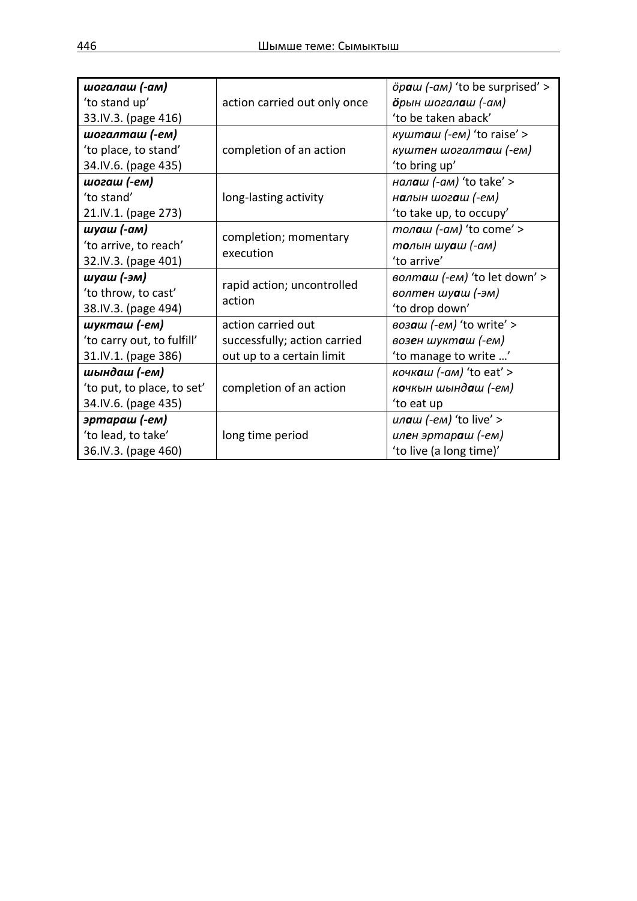| | | |
|---|---|---|
| ***шогалаш (-ам)*** 'to stand up' 33.IV.3. (page 416) | action carried out only once | *ӧр**а**ш (-ам)* 'to be surprised' > ***ӧ**рын шогал**а**ш (-ам)* 'to be taken aback' |
| ***шогалташ (-ем)*** 'to place, to stand' 34.IV.6. (page 435) | completion of an action | *кушт**а**ш (-ем)* 'to raise' > *кушт**е**н шогалт**а**ш (-ем)* 'to bring up' |
| ***шогаш (-ем)*** 'to stand' 21.IV.1. (page 273) | long-lasting activity | *нал**а**ш (-ам)* 'to take' > *н**а**лын шог**а**ш (-ем)* 'to take up, to occupy' |
| ***шуаш (-ам)*** 'to arrive, to reach' 32.IV.3. (page 401) | completion; momentary execution | *тол**а**ш (-ам)* 'to come' > *т**о**лын шу**а**ш (-ам)* 'to arrive' |
| ***шуаш (-эм)*** 'to throw, to cast' 38.IV.3. (page 494) | rapid action; uncontrolled action | *волт**а**ш (-ем)* 'to let down' > *волт**е**н шу**а**ш (-эм)* 'to drop down' |
| ***шукташ (-ем)*** 'to carry out, to fulfill' 31.IV.1. (page 386) | action carried out successfully; action carried out up to a certain limit | *воз**а**ш (-ем)* 'to write' > *воз**е**н шукт**а**ш (-ем)* 'to manage to write …' |
| ***шындаш (-ем)*** 'to put, to place, to set' 34.IV.6. (page 435) | completion of an action | *кочк**а**ш (-ам)* 'to eat' > *к**о**чкын шынд**а**ш (-ем)* 'to eat up |
| ***эртараш (-ем)*** 'to lead, to take' 36.IV.3. (page 460) | long time period | *ил**а**ш (-ем)* 'to live' > *ил**е**н эртар**а**ш (-ем)* 'to live (a long time)' |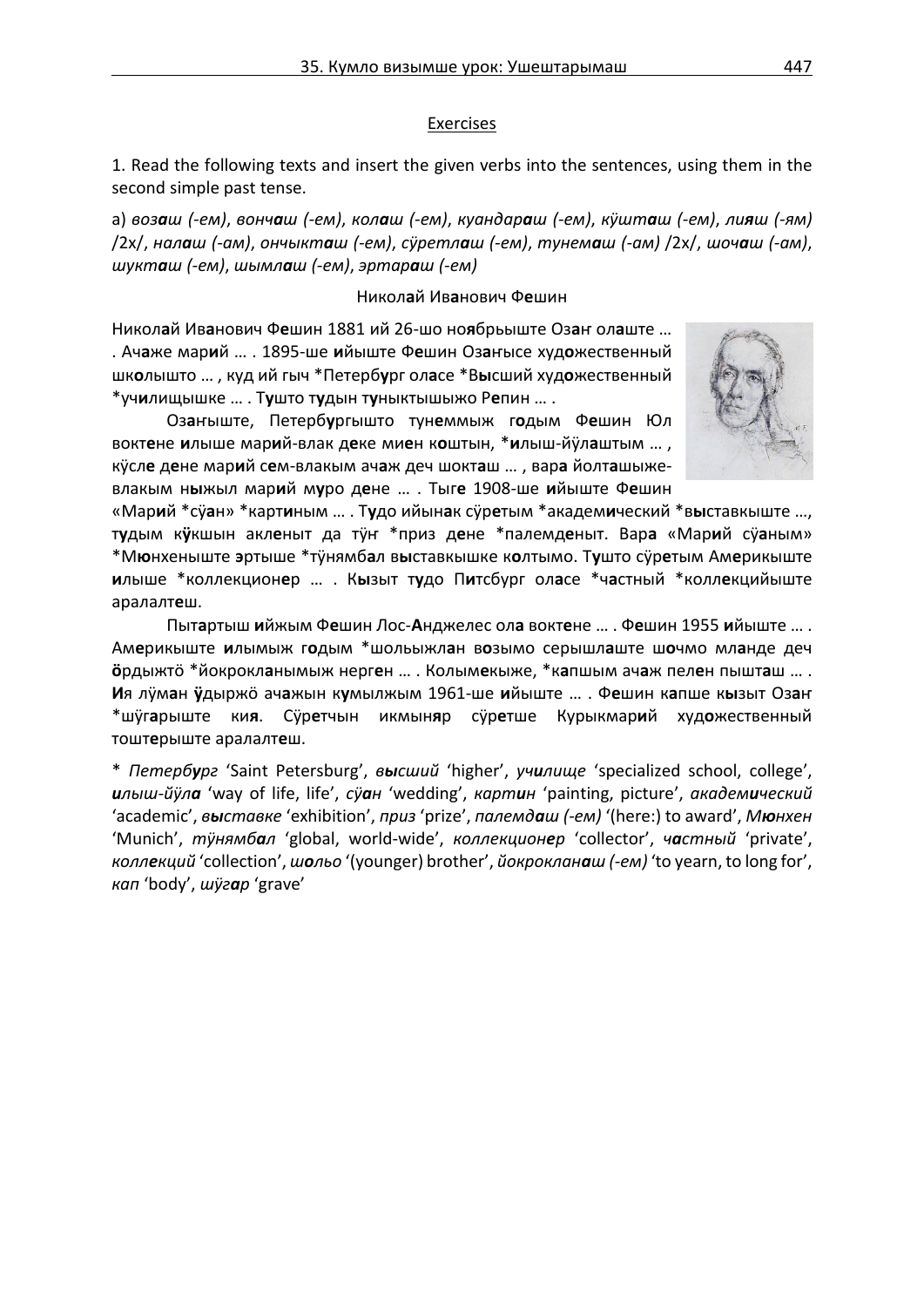## Exercises

1. Read the following texts and insert the given verbs into the sentences, using them in the second simple past tense.

a) *возаш (-ем)*, *вончаш (-ем)*, *колаш (-ем)*, *куандараш (-ем)*, *кўшташ (-ем)*, *лияш (-ям)* /2x/, *налаш (-ам)*, *ончыкташ (-ем)*, *сўретлаш (-ем)*, *тунемаш (-ам)* /2x/, *шочаш (-ам)*, *шукташ (-ем)*, *шымлаш (-ем)*, *эртараш (-ем)*

Николай Иванович Фешин

Николай Иванович Фешин 1881 ий 26-шо ноябрьыште Озаҥ олаште … . Ачаже марий … . 1895-ше ийыште Фешин Озаҥысе художественный школышто … , куд ий гыч *Петербург оласе *Высший художественный *училищышке … . Тушто тудын туныктышыжо Репин … .

Озаҥыште, Петербургышто тунеммыж годым Фешин Юл вектене илыше марий-влак деке миен коштын, *илыш-йўлаштым … , кўсле дене марий сем-влакым ачаж деч шокташ … , вара йолташыже-влакым ныжыл марий муро дене … . Тыге 1908-ше ийыште Фешин «Марий *сўан» *картиным … . Тудо ийынак сўретым *академический *выставкыште …, тудым кўкшын акленыт да тўҥ *приз дене *палемденыт. Вара «Марий сўаным» *Мюнхеныште эртыше *тўнямбал выставкышке колтымо. Тушто сўретым Америкыште илыше *коллекционер … . Кызыт тудо Питсбург оласе *частный *коллекцийыште аралалтеш.

Пытартыш ийжым Фешин Лос-Анджелес ола вектене … . Фешин 1955 ийыште … . Америкыште илымыж годым *шольыжлан возымо серышлаште шочмо мланде деч ӧрдыжтӧ *йокрокланымыж нерген … . Колымекыже, *капшым ачаж пелен пышташ … . Ия лўман ўдыржӧ ачажын кумылжым 1961-ше ийыште … . Фешин капше кызыт Озаҥ *шўгарыште кия. Сўретчын икмыняр сўретше Курыкмарий художественный тоштерыште аралалтеш.

\* *Петербург* 'Saint Petersburg', *высший* 'higher', *училище* 'specialized school, college', *илыш-йўла* 'way of life, life', *сўан* 'wedding', *картин* 'painting, picture', *академический* 'academic', *выставке* 'exhibition', *приз* 'prize', *палемдаш (-ем)* '(here:) to award', *Мюнхен* 'Munich', *тўнямбал* 'global, world-wide', *коллекционер* 'collector', *частный* 'private', *коллекций* 'collection', *шольо* '(younger) brother', *йокрокланаш (-ем)* 'to yearn, to long for', *кап* 'body', *шўгар* 'grave'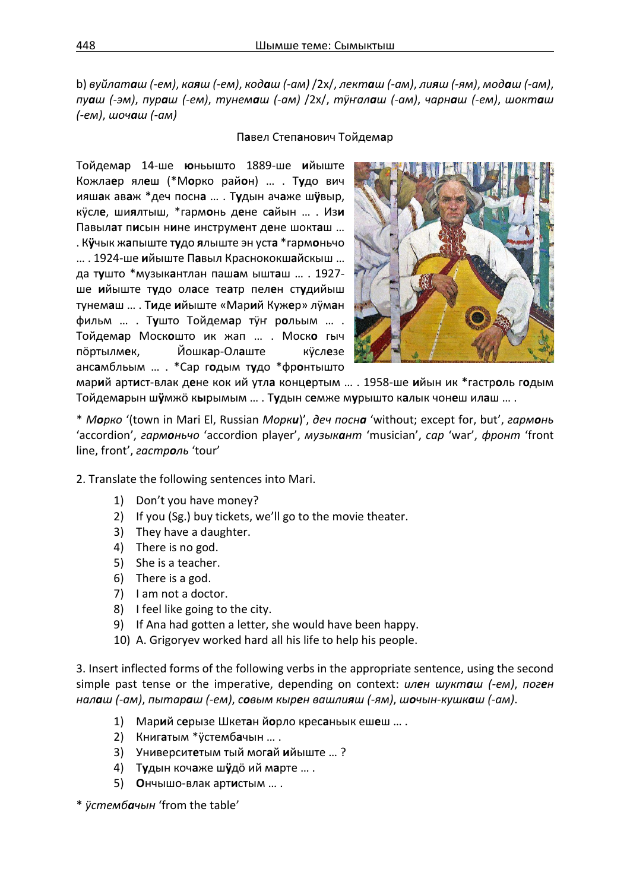b) *вуйлаташ (-ем)*, *каяш (-ем)*, *кодаш (-ам)* /2x/, *лекташ (-ам)*, *лияш (-ям)*, *модаш (-ам)*, *пуаш (-эм)*, *пураш (-ем)*, *тунемаш (-ам)* /2x/, *тӱҥалаш (-ам)*, *чарнаш (-ем)*, *шокташ (-ем)*, *шочаш (-ам)*

Павел Степанович Тойдемар

Тойдемар 14-ше юньышто 1889-ше ийыште Кожлаер ялеш (*Морко район) … . Тудо вич ияшак аваж *деч посна … . Тудын ачаже шӱвыр, кӱсле, шиялтыш, *гармонь дене сайын … . Изи Павылат писын нине инструмент дене шокташ … . Кӱчык жапыште тудо ялыште эн уста *гармоньчо … . 1924-ше ийыште Павыл Краснококшайскыш … да тушто *музыкантлан пашам ышташ … . 1927-ше ийыште тудо оласе театр пелен студийыш тунемаш … . Тиде ийыште «Марий Кужер» лӱман фильм … . Тушто Тойдемар тӱҥ рольым … . Тойдемар Москошто ик жап … . Моско гыч пӧртылмек, Йошкар-Олаште кӱслезе ансамбльым … . *Сар годым тудо *фронтышто марий артист-влак дене кок ий утла концертым … . 1958-ше ийын ик *гастроль годым Тойдемарын шӱмжӧ кырымым … . Тудын семже мурышто калык чонеш илаш … .

\* *Морко* ‘(town in Mari El, Russian *Морки*)’, *деч посна* ‘without; except for, but’, *гармонь* ‘accordion’, *гармоньчо* ‘accordion player’, *музыкант* ‘musician’, *сар* ‘war’, *фронт* ‘front line, front’, *гастроль* ‘tour’

2. Translate the following sentences into Mari.

1) Don’t you have money?
2) If you (Sg.) buy tickets, we’ll go to the movie theater.
3) They have a daughter.
4) There is no god.
5) She is a teacher.
6) There is a god.
7) I am not a doctor.
8) I feel like going to the city.
9) If Ana had gotten a letter, she would have been happy.
10) A. Grigoryev worked hard all his life to help his people.

3. Insert inflected forms of the following verbs in the appropriate sentence, using the second simple past tense or the imperative, depending on context: *илен шукташ (-ем)*, *поген налаш (-ам)*, *пытараш (-ем)*, *совым кырен вашлияш (-ям)*, *шочын-кушкаш (-ам)*.

1) Марий серызе Шкетан йорло кресаньык ешеш … .
2) Книгатым *ӱстембачын … .
3) Университетым тый могай ийыште … ?
4) Тудын кочаже шӱдӧ ий марте … .
5) Ончышо-влак артистым … .

\* *ӱстембачын* ‘from the table’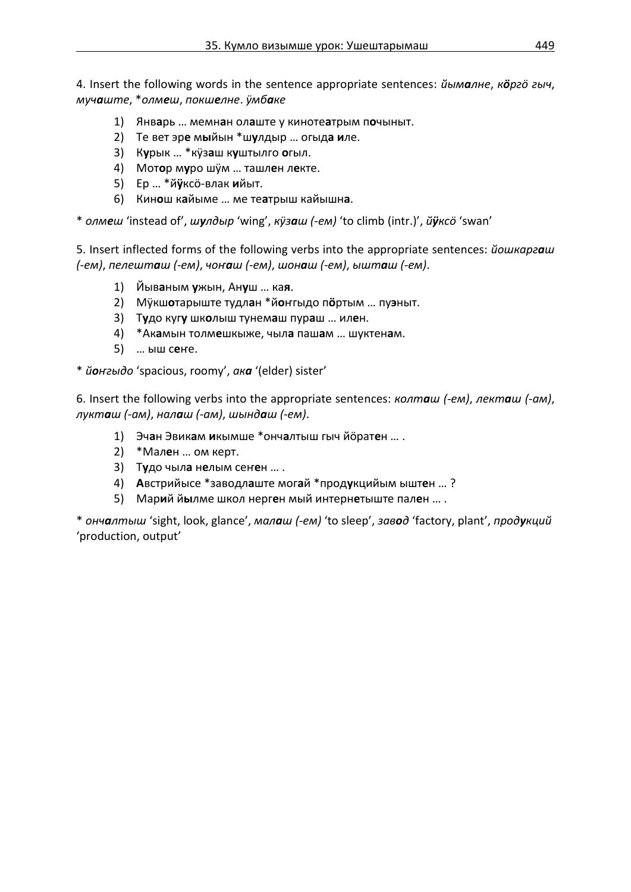4. Insert the following words in the sentence appropriate sentences: *йымалне*, *кӧргӧ гыч*, *мучаште*, **олмеш*, *покшелне*. *ӱмбаке*

1) Январь … мемнан олаште у кинотеатрым почыныт.
2) Те вет эре мыйын *шулдыр … огыда иле.
3) Курык … *кӱзаш куштылго огыл.
4) Мотор муро шӱм … ташлен лекте.
5) Ер … *йӱксӧ-влак ийыт.
6) Кинош кайыме … ме театрыш кайышна.

* *олмеш* 'instead of', *шулдыр* 'wing', *кӱзаш (-ем)* 'to climb (intr.)', *йӱксӧ* 'swan'

5. Insert inflected forms of the following verbs into the appropriate sentences: *йошкаргаш (-ем)*, *пелешташ (-ем)*, *чоҥаш (-ем)*, *шонаш (-ем)*, *ышташ (-ем)*.

1) Йыванным ужын, Ануш … кая.
2) Мӱкшотарыште тудлан *йоҥгыдо пӧртым … пуэныт.
3) Тудо кугу школыш тунемаш пураш … илен.
4) *Акамын толмешкыже, чыла пашам … шуктенам.
5) … ыш сеҥе.

* *йоҥгыдо* 'spacious, roomy', *ака* '(elder) sister'

6. Insert the following verbs into the appropriate sentences: *колташ (-ем)*, *лекташ (-ам)*, *лукташ (-ам)*, *налаш (-ам)*, *шындаш (-ем)*.

1) Эчан Эвикам икымше *ончалтыш гыч йӧратен … .
2) *Мален … ом керт.
3) Тудо чыла нелым сеҥен … .
4) Австрийысе *заводлаште могай *продукцийым ыштен … ?
5) Марий йылме школ нерген мый интернетыште пален … .

* *ончалтыш* 'sight, look, glance', *малаш (-ем)* 'to sleep', *завод* 'factory, plant', *продукций* 'production, output'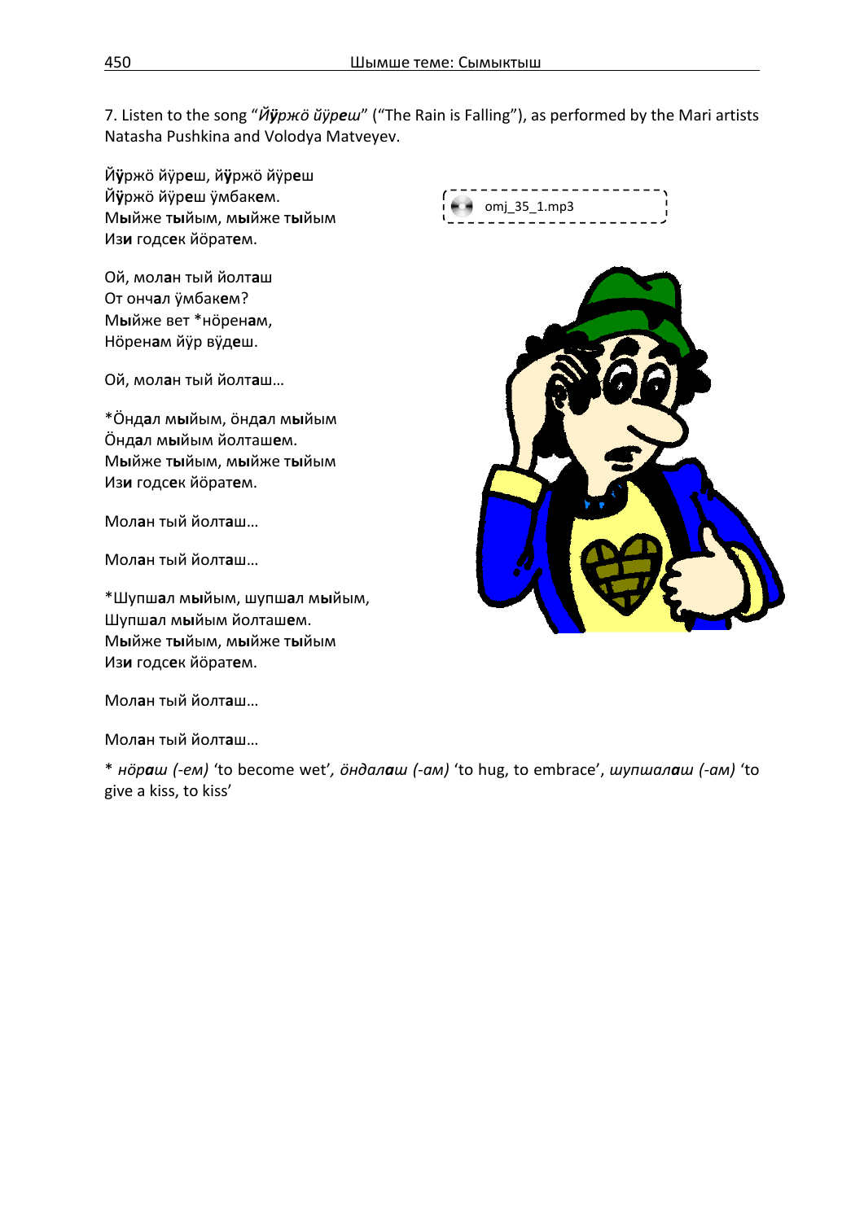7. Listen to the song “***Йӱ**ржӧ йӱреш*” (“The Rain is Falling”), as performed by the Mari artists Natasha Pushkina and Volodya Matveyev.

omj_35_1.mp3

Й**ӱ**ржӧ йӱр**е**ш, й**ӱ**ржӧ йӱр**е**ш
Й**ӱ**ржӧ йӱр**е**ш ӱмбак**е**м.
М**ы**йже т**ы**йым, м**ы**йже т**ы**йым
Изи годс**е**к йӧрат**е**м.

Ой, мол**а**н тый йолт**а**ш
От онч**а**л ӱмбак**е**м?
М**ы**йже вет *нӧрен**а**м,
Нӧрен**а**м йӱр вӱд**е**ш.

Ой, мол**а**н тый йолт**а**ш…

*Ӧнд**а**л м**ы**йым, ӧнд**а**л м**ы**йым
Ӧнд**а**л м**ы**йым йолташ**е**м.
М**ы**йже т**ы**йым, м**ы**йже т**ы**йым
Из**и** годс**е**к йӧрат**е**м.

Мол**а**н тый йолт**а**ш…

Мол**а**н тый йолт**а**ш…

*Шупш**а**л м**ы**йым, шупш**а**л м**ы**йым,
Шупш**а**л м**ы**йым йолташ**е**м.
М**ы**йже т**ы**йым, м**ы**йже т**ы**йым
Из**и** годс**е**к йӧрат**е**м.

Мол**а**н тый йолт**а**ш…

Мол**а**н тый йолт**а**ш…

\* *нӧр**а**ш (-ем)* ‘to become wet’*, ӧндал**а**ш (-ам)* ‘to hug, to embrace’, *шупшал**а**ш (-ам)* ‘to give a kiss, to kiss’